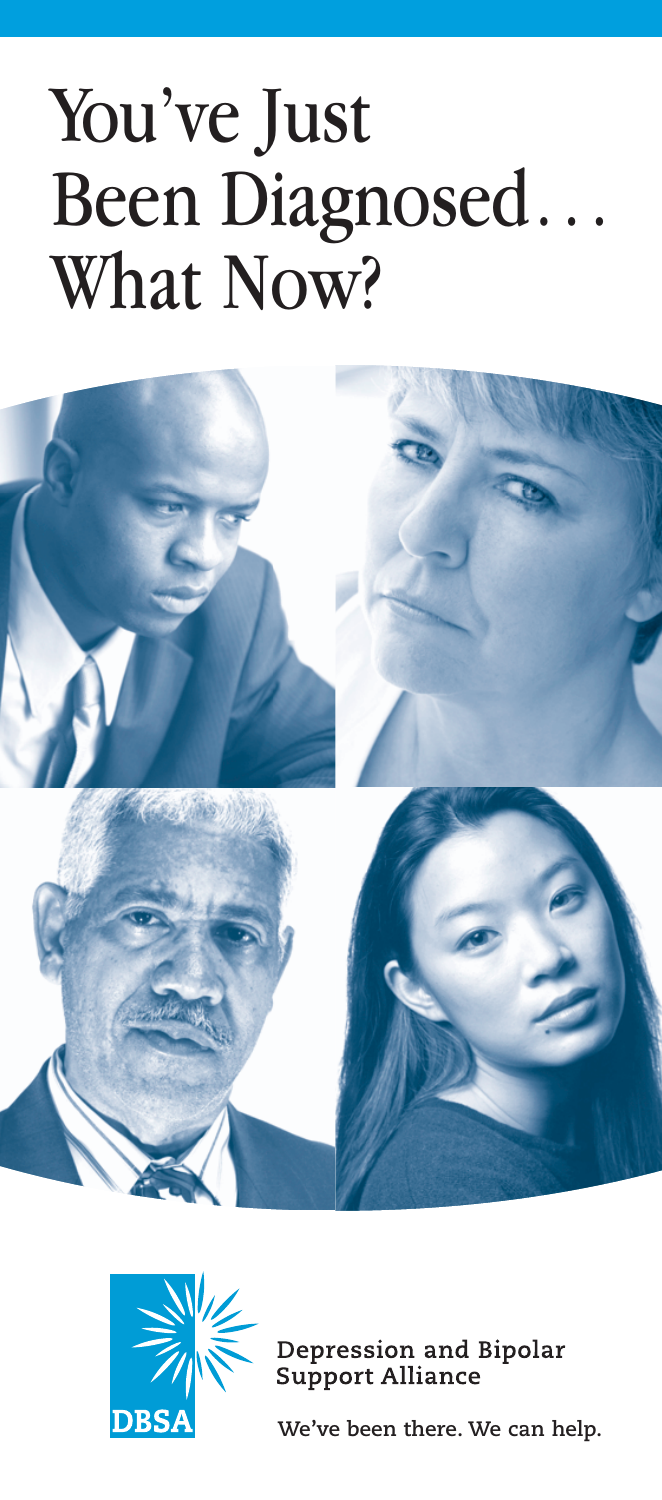# You've Just Been Diagnosed… What Now?

DBSA

Depression and Bipolar Support Alliance

We've been there. We can help.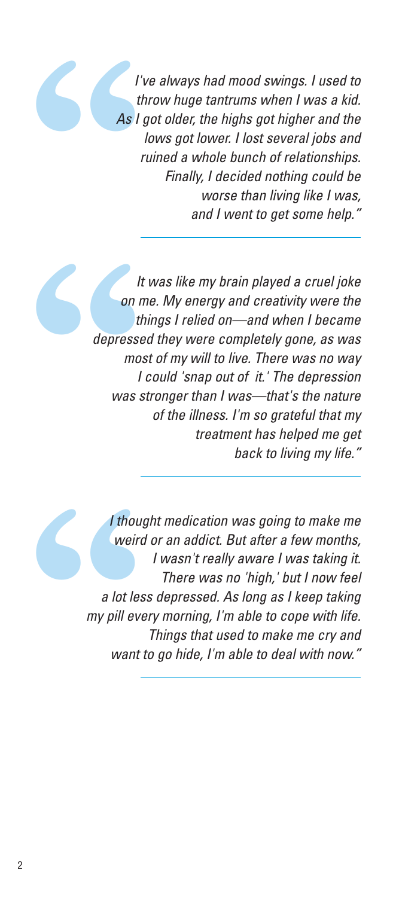*"I've always had mood swings. I used to throw huge tantrums when I was a kid. As I got older, the highs got higher and the lows got lower. I lost several jobs and ruined a whole bunch of relationships. Finally, I decided nothing could be worse than living like I was, and I went to get some help."*

---

*"It was like my brain played a cruel joke on me. My energy and creativity were the things I relied on—and when I became depressed they were completely gone, as was most of my will to live. There was no way I could 'snap out of it.' The depression was stronger than I was—that's the nature of the illness. I'm so grateful that my treatment has helped me get back to living my life."*

---

*"I thought medication was going to make me weird or an addict. But after a few months, I wasn't really aware I was taking it. There was no 'high,' but I now feel a lot less depressed. As long as I keep taking my pill every morning, I'm able to cope with life. Things that used to make me cry and want to go hide, I'm able to deal with now."*

---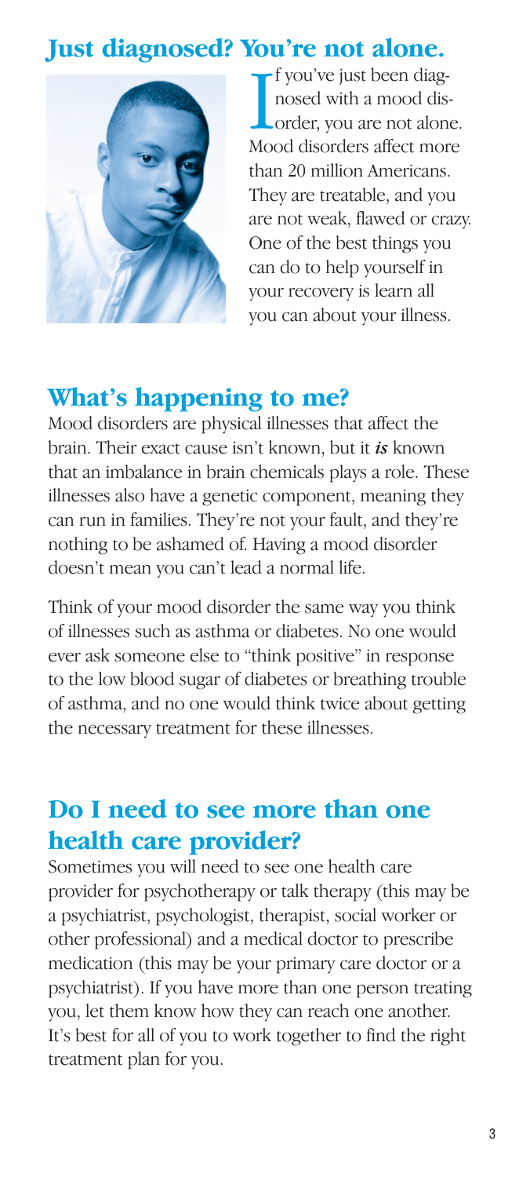## Just diagnosed? You're not alone.

If you've just been diagnosed with a mood disorder, you are not alone. Mood disorders affect more than 20 million Americans. They are treatable, and you are not weak, flawed or crazy. One of the best things you can do to help yourself in your recovery is learn all you can about your illness.

## What's happening to me?

Mood disorders are physical illnesses that affect the brain. Their exact cause isn't known, but it ***is*** known that an imbalance in brain chemicals plays a role. These illnesses also have a genetic component, meaning they can run in families. They're not your fault, and they're nothing to be ashamed of. Having a mood disorder doesn't mean you can't lead a normal life.

Think of your mood disorder the same way you think of illnesses such as asthma or diabetes. No one would ever ask someone else to "think positive" in response to the low blood sugar of diabetes or breathing trouble of asthma, and no one would think twice about getting the necessary treatment for these illnesses.

## Do I need to see more than one health care provider?

Sometimes you will need to see one health care provider for psychotherapy or talk therapy (this may be a psychiatrist, psychologist, therapist, social worker or other professional) and a medical doctor to prescribe medication (this may be your primary care doctor or a psychiatrist). If you have more than one person treating you, let them know how they can reach one another. It's best for all of you to work together to find the right treatment plan for you.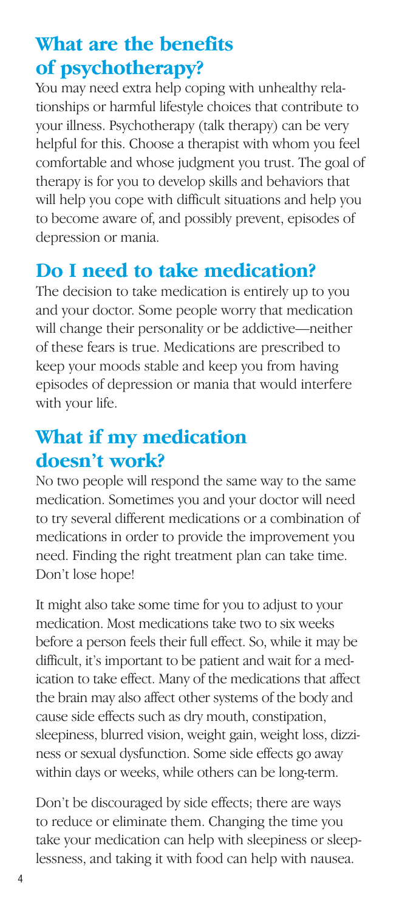## What are the benefits of psychotherapy?

You may need extra help coping with unhealthy relationships or harmful lifestyle choices that contribute to your illness. Psychotherapy (talk therapy) can be very helpful for this. Choose a therapist with whom you feel comfortable and whose judgment you trust. The goal of therapy is for you to develop skills and behaviors that will help you cope with difficult situations and help you to become aware of, and possibly prevent, episodes of depression or mania.

## Do I need to take medication?

The decision to take medication is entirely up to you and your doctor. Some people worry that medication will change their personality or be addictive—neither of these fears is true. Medications are prescribed to keep your moods stable and keep you from having episodes of depression or mania that would interfere with your life.

## What if my medication doesn't work?

No two people will respond the same way to the same medication. Sometimes you and your doctor will need to try several different medications or a combination of medications in order to provide the improvement you need. Finding the right treatment plan can take time. Don't lose hope!

It might also take some time for you to adjust to your medication. Most medications take two to six weeks before a person feels their full effect. So, while it may be difficult, it's important to be patient and wait for a medication to take effect. Many of the medications that affect the brain may also affect other systems of the body and cause side effects such as dry mouth, constipation, sleepiness, blurred vision, weight gain, weight loss, dizziness or sexual dysfunction. Some side effects go away within days or weeks, while others can be long-term.

Don't be discouraged by side effects; there are ways to reduce or eliminate them. Changing the time you take your medication can help with sleepiness or sleeplessness, and taking it with food can help with nausea.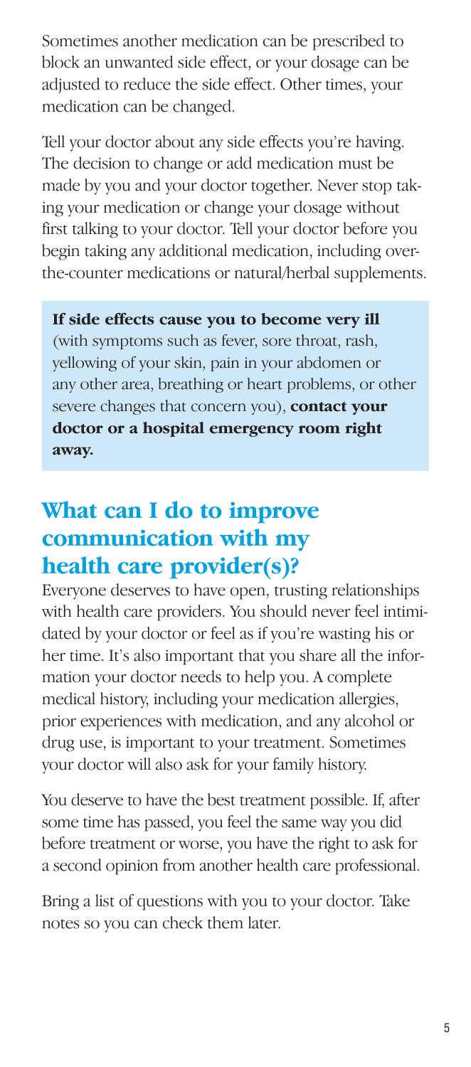Sometimes another medication can be prescribed to block an unwanted side effect, or your dosage can be adjusted to reduce the side effect. Other times, your medication can be changed.

Tell your doctor about any side effects you're having. The decision to change or add medication must be made by you and your doctor together. Never stop taking your medication or change your dosage without first talking to your doctor. Tell your doctor before you begin taking any additional medication, including over-the-counter medications or natural/herbal supplements.

> **If side effects cause you to become very ill** (with symptoms such as fever, sore throat, rash, yellowing of your skin, pain in your abdomen or any other area, breathing or heart problems, or other severe changes that concern you), **contact your doctor or a hospital emergency room right away.**

## What can I do to improve communication with my health care provider(s)?

Everyone deserves to have open, trusting relationships with health care providers. You should never feel intimidated by your doctor or feel as if you're wasting his or her time. It's also important that you share all the information your doctor needs to help you. A complete medical history, including your medication allergies, prior experiences with medication, and any alcohol or drug use, is important to your treatment. Sometimes your doctor will also ask for your family history.

You deserve to have the best treatment possible. If, after some time has passed, you feel the same way you did before treatment or worse, you have the right to ask for a second opinion from another health care professional.

Bring a list of questions with you to your doctor. Take notes so you can check them later.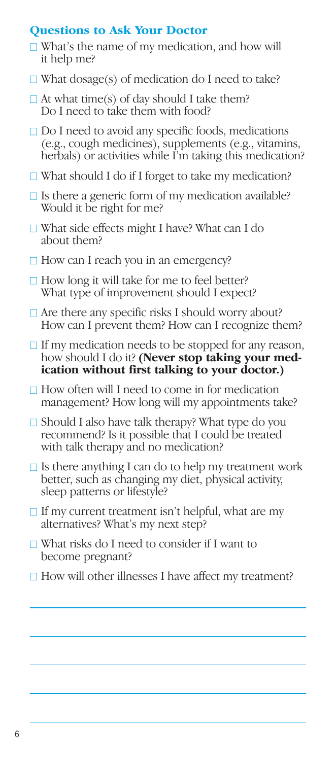## Questions to Ask Your Doctor

- ☐ What's the name of my medication, and how will it help me?
- ☐ What dosage(s) of medication do I need to take?
- ☐ At what time(s) of day should I take them? Do I need to take them with food?
- ☐ Do I need to avoid any specific foods, medications (e.g., cough medicines), supplements (e.g., vitamins, herbals) or activities while I'm taking this medication?
- ☐ What should I do if I forget to take my medication?
- ☐ Is there a generic form of my medication available? Would it be right for me?
- ☐ What side effects might I have? What can I do about them?
- ☐ How can I reach you in an emergency?
- ☐ How long it will take for me to feel better? What type of improvement should I expect?
- ☐ Are there any specific risks I should worry about? How can I prevent them? How can I recognize them?
- ☐ If my medication needs to be stopped for any reason, how should I do it? **(Never stop taking your medication without first talking to your doctor.)**
- ☐ How often will I need to come in for medication management? How long will my appointments take?
- ☐ Should I also have talk therapy? What type do you recommend? Is it possible that I could be treated with talk therapy and no medication?
- ☐ Is there anything I can do to help my treatment work better, such as changing my diet, physical activity, sleep patterns or lifestyle?
- ☐ If my current treatment isn't helpful, what are my alternatives? What's my next step?
- ☐ What risks do I need to consider if I want to become pregnant?
- ☐ How will other illnesses I have affect my treatment?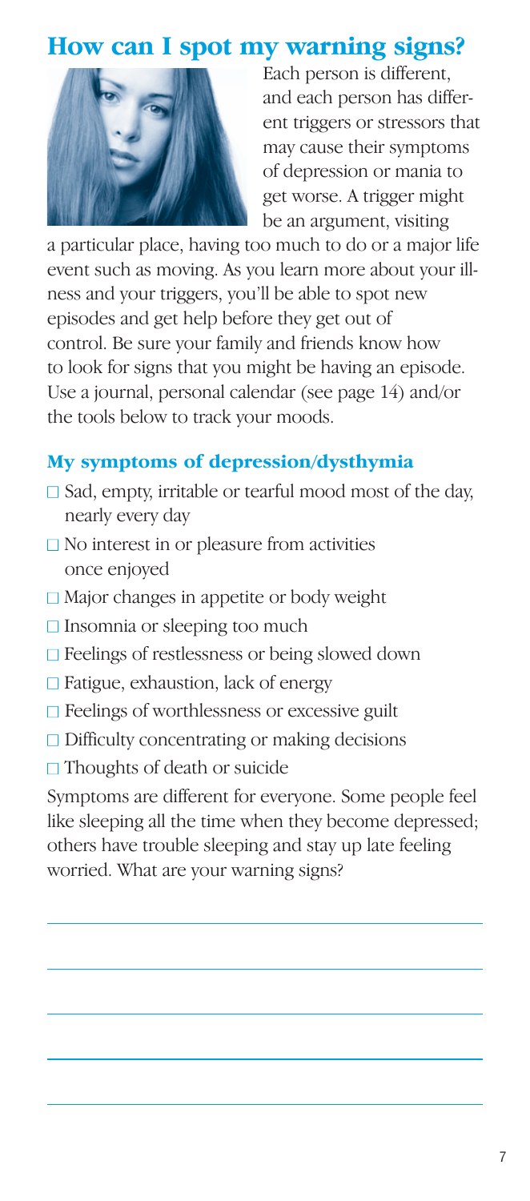## How can I spot my warning signs?

Each person is different, and each person has different triggers or stressors that may cause their symptoms of depression or mania to get worse. A trigger might be an argument, visiting a particular place, having too much to do or a major life event such as moving. As you learn more about your illness and your triggers, you'll be able to spot new episodes and get help before they get out of control. Be sure your family and friends know how to look for signs that you might be having an episode. Use a journal, personal calendar (see page 14) and/or the tools below to track your moods.

### My symptoms of depression/dysthymia

- ☐ Sad, empty, irritable or tearful mood most of the day, nearly every day
- ☐ No interest in or pleasure from activities once enjoyed
- ☐ Major changes in appetite or body weight
- ☐ Insomnia or sleeping too much
- ☐ Feelings of restlessness or being slowed down
- ☐ Fatigue, exhaustion, lack of energy
- ☐ Feelings of worthlessness or excessive guilt
- ☐ Difficulty concentrating or making decisions
- ☐ Thoughts of death or suicide

Symptoms are different for everyone. Some people feel like sleeping all the time when they become depressed; others have trouble sleeping and stay up late feeling worried. What are your warning signs?

\_\_\_\_\_\_\_\_\_\_\_\_\_\_\_\_\_\_\_\_\_\_\_\_\_\_\_\_\_\_\_\_\_\_\_\_\_\_\_\_

\_\_\_\_\_\_\_\_\_\_\_\_\_\_\_\_\_\_\_\_\_\_\_\_\_\_\_\_\_\_\_\_\_\_\_\_\_\_\_\_

\_\_\_\_\_\_\_\_\_\_\_\_\_\_\_\_\_\_\_\_\_\_\_\_\_\_\_\_\_\_\_\_\_\_\_\_\_\_\_\_

\_\_\_\_\_\_\_\_\_\_\_\_\_\_\_\_\_\_\_\_\_\_\_\_\_\_\_\_\_\_\_\_\_\_\_\_\_\_\_\_

\_\_\_\_\_\_\_\_\_\_\_\_\_\_\_\_\_\_\_\_\_\_\_\_\_\_\_\_\_\_\_\_\_\_\_\_\_\_\_\_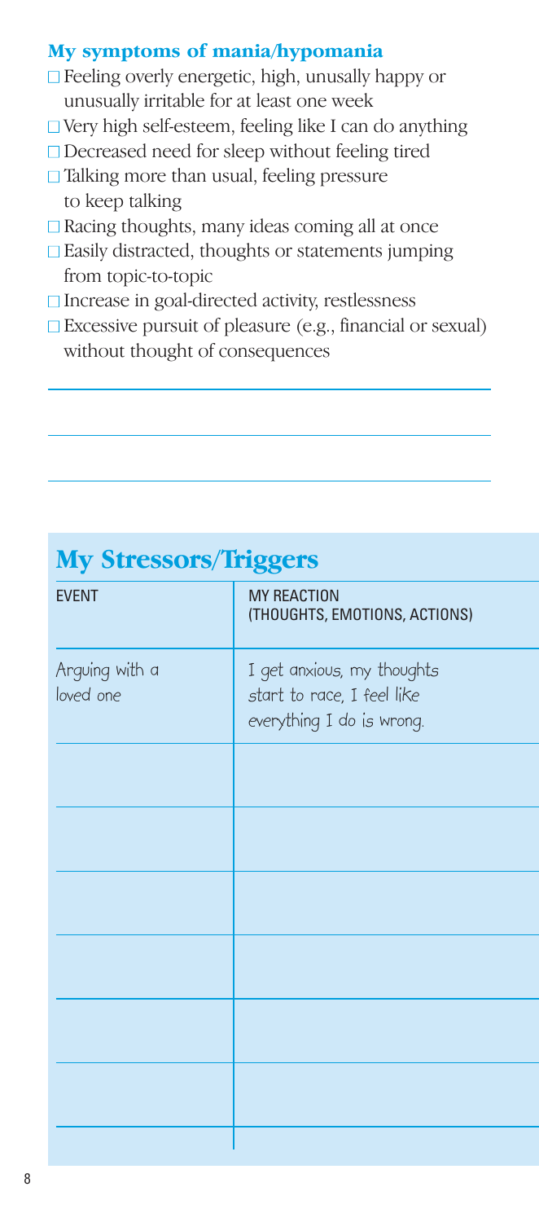### My symptoms of mania/hypomania

- ☐ Feeling overly energetic, high, unusally happy or unusually irritable for at least one week
- ☐ Very high self-esteem, feeling like I can do anything
- ☐ Decreased need for sleep without feeling tired
- ☐ Talking more than usual, feeling pressure to keep talking
- ☐ Racing thoughts, many ideas coming all at once
- ☐ Easily distracted, thoughts or statements jumping from topic-to-topic
- ☐ Increase in goal-directed activity, restlessness
- ☐ Excessive pursuit of pleasure (e.g., financial or sexual) without thought of consequences

______________________________________________

______________________________________________

______________________________________________

## My Stressors/Triggers

| EVENT | MY REACTION (THOUGHTS, EMOTIONS, ACTIONS) |
|---|---|
| Arguing with a loved one | I get anxious, my thoughts start to race, I feel like everything I do is wrong. |
| | |
| | |
| | |
| | |
| | |
| | |
| | |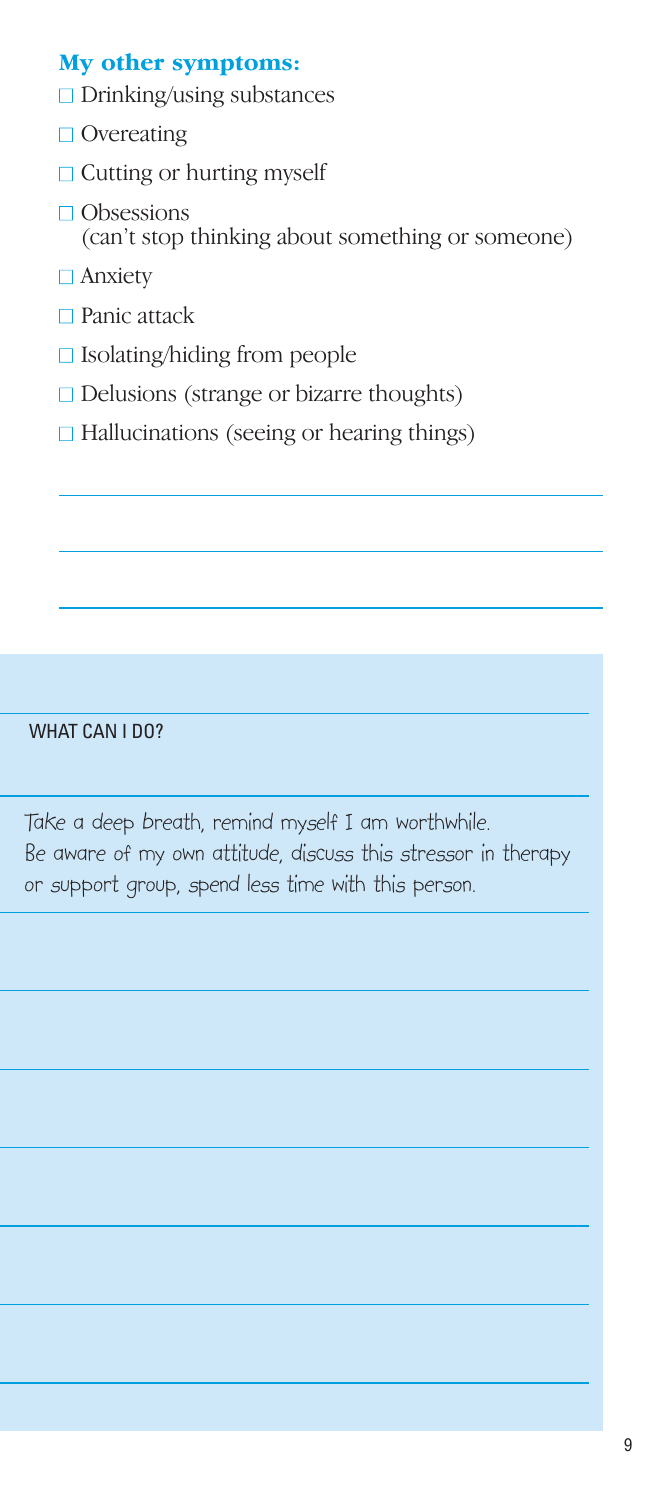### My other symptoms:

- ☐ Drinking/using substances
- ☐ Overeating
- ☐ Cutting or hurting myself
- ☐ Obsessions (can't stop thinking about something or someone)
- ☐ Anxiety
- ☐ Panic attack
- ☐ Isolating/hiding from people
- ☐ Delusions (strange or bizarre thoughts)
- ☐ Hallucinations (seeing or hearing things)

WHAT CAN I DO?

Take a deep breath, remind myself I am worthwhile. Be aware of my own attitude, discuss this stressor in therapy or support group, spend less time with this person.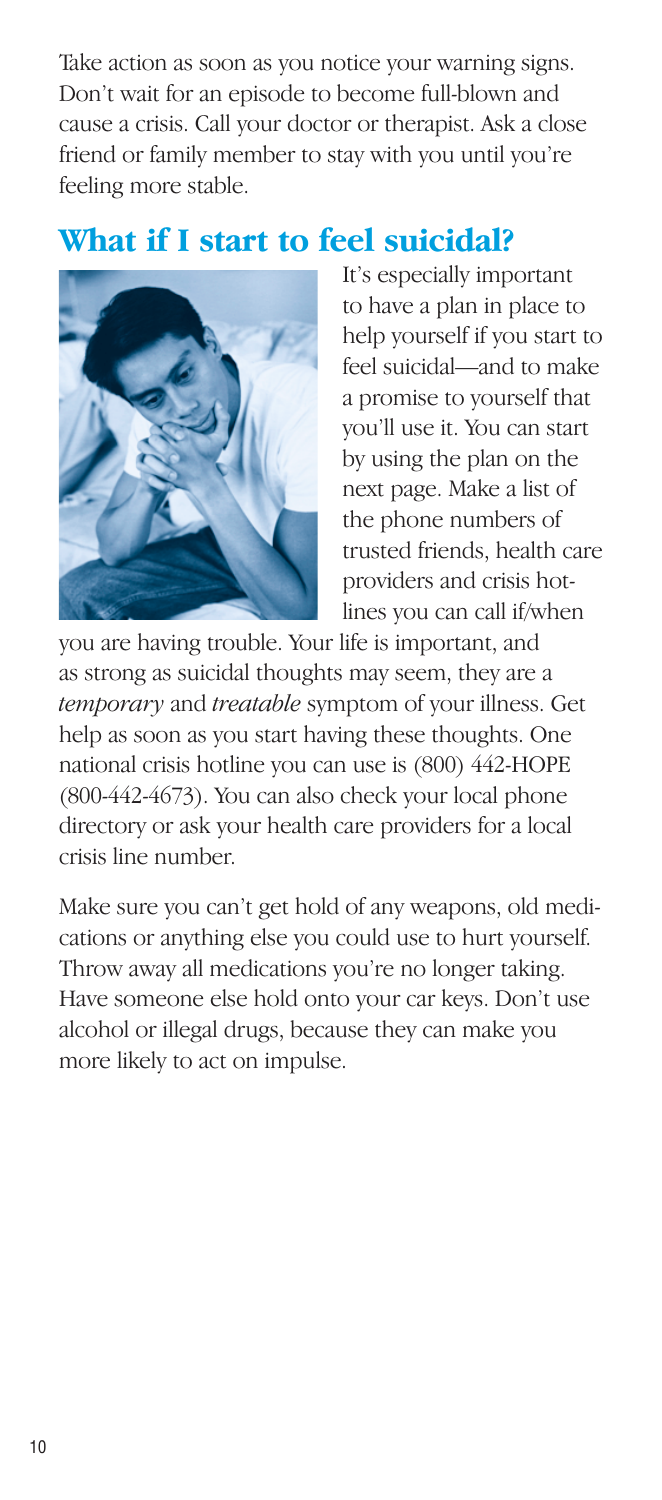Take action as soon as you notice your warning signs. Don't wait for an episode to become full-blown and cause a crisis. Call your doctor or therapist. Ask a close friend or family member to stay with you until you're feeling more stable.

## What if I start to feel suicidal?

It's especially important to have a plan in place to help yourself if you start to feel suicidal—and to make a promise to yourself that you'll use it. You can start by using the plan on the next page. Make a list of the phone numbers of trusted friends, health care providers and crisis hotlines you can call if/when you are having trouble. Your life is important, and as strong as suicidal thoughts may seem, they are a *temporary* and *treatable* symptom of your illness. Get help as soon as you start having these thoughts. One national crisis hotline you can use is (800) 442-HOPE (800-442-4673). You can also check your local phone directory or ask your health care providers for a local crisis line number.

Make sure you can't get hold of any weapons, old medications or anything else you could use to hurt yourself. Throw away all medications you're no longer taking. Have someone else hold onto your car keys. Don't use alcohol or illegal drugs, because they can make you more likely to act on impulse.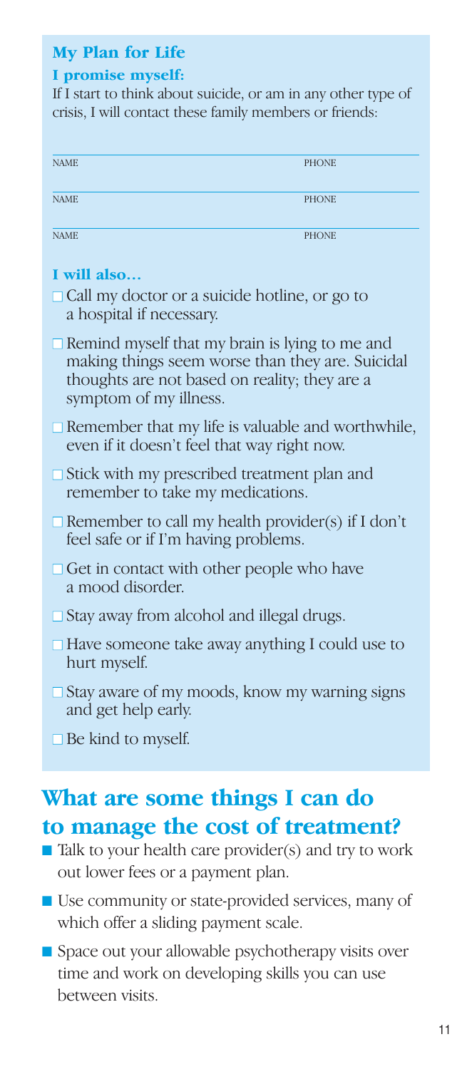## My Plan for Life

### I promise myself:

If I start to think about suicide, or am in any other type of crisis, I will contact these family members or friends:

| NAME | PHONE |
|---|---|
| NAME | PHONE |
| NAME | PHONE |

### I will also…

- ☐ Call my doctor or a suicide hotline, or go to a hospital if necessary.
- ☐ Remind myself that my brain is lying to me and making things seem worse than they are. Suicidal thoughts are not based on reality; they are a symptom of my illness.
- ☐ Remember that my life is valuable and worthwhile, even if it doesn't feel that way right now.
- ☐ Stick with my prescribed treatment plan and remember to take my medications.
- ☐ Remember to call my health provider(s) if I don't feel safe or if I'm having problems.
- ☐ Get in contact with other people who have a mood disorder.
- ☐ Stay away from alcohol and illegal drugs.
- ☐ Have someone take away anything I could use to hurt myself.
- ☐ Stay aware of my moods, know my warning signs and get help early.
- ☐ Be kind to myself.

## What are some things I can do to manage the cost of treatment?

- Talk to your health care provider(s) and try to work out lower fees or a payment plan.
- Use community or state-provided services, many of which offer a sliding payment scale.
- Space out your allowable psychotherapy visits over time and work on developing skills you can use between visits.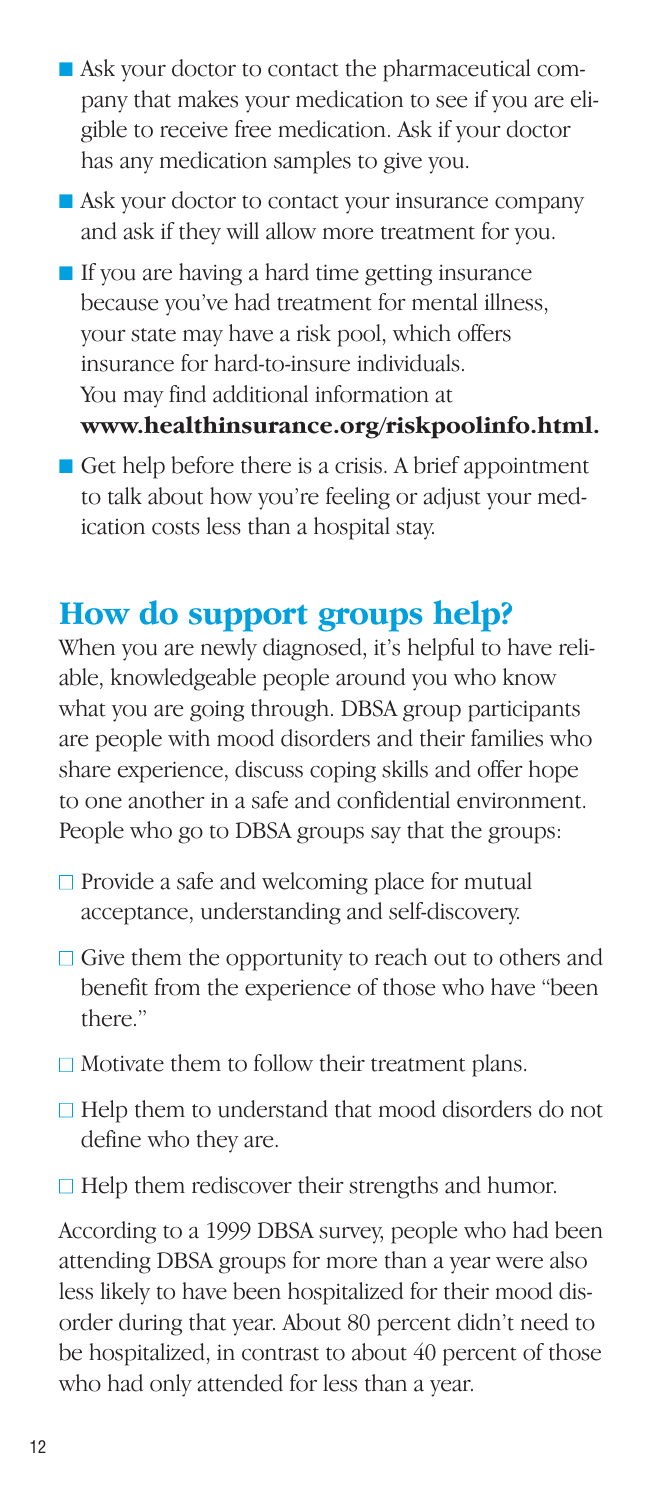- Ask your doctor to contact the pharmaceutical company that makes your medication to see if you are eligible to receive free medication. Ask if your doctor has any medication samples to give you.
- Ask your doctor to contact your insurance company and ask if they will allow more treatment for you.
- If you are having a hard time getting insurance because you've had treatment for mental illness, your state may have a risk pool, which offers insurance for hard-to-insure individuals. You may find additional information at **www.healthinsurance.org/riskpoolinfo.html.**
- Get help before there is a crisis. A brief appointment to talk about how you're feeling or adjust your medication costs less than a hospital stay.

## How do support groups help?

When you are newly diagnosed, it's helpful to have reliable, knowledgeable people around you who know what you are going through. DBSA group participants are people with mood disorders and their families who share experience, discuss coping skills and offer hope to one another in a safe and confidential environment. People who go to DBSA groups say that the groups:

- Provide a safe and welcoming place for mutual acceptance, understanding and self-discovery.
- Give them the opportunity to reach out to others and benefit from the experience of those who have "been there."
- Motivate them to follow their treatment plans.
- Help them to understand that mood disorders do not define who they are.
- Help them rediscover their strengths and humor.

According to a 1999 DBSA survey, people who had been attending DBSA groups for more than a year were also less likely to have been hospitalized for their mood disorder during that year. About 80 percent didn't need to be hospitalized, in contrast to about 40 percent of those who had only attended for less than a year.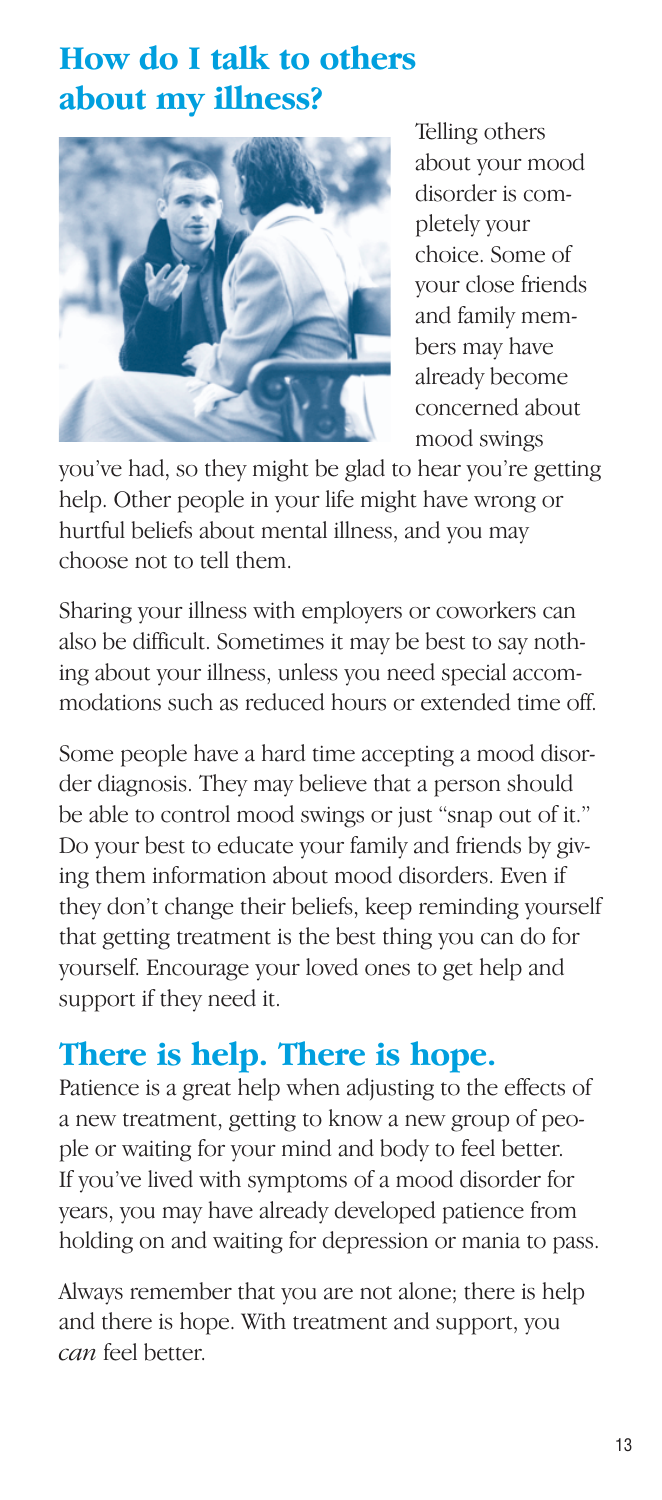## How do I talk to others about my illness?

Telling others about your mood disorder is completely your choice. Some of your close friends and family members may have already become concerned about mood swings you've had, so they might be glad to hear you're getting help. Other people in your life might have wrong or hurtful beliefs about mental illness, and you may choose not to tell them.

Sharing your illness with employers or coworkers can also be difficult. Sometimes it may be best to say nothing about your illness, unless you need special accommodations such as reduced hours or extended time off.

Some people have a hard time accepting a mood disorder diagnosis. They may believe that a person should be able to control mood swings or just "snap out of it." Do your best to educate your family and friends by giving them information about mood disorders. Even if they don't change their beliefs, keep reminding yourself that getting treatment is the best thing you can do for yourself. Encourage your loved ones to get help and support if they need it.

## There is help. There is hope.

Patience is a great help when adjusting to the effects of a new treatment, getting to know a new group of people or waiting for your mind and body to feel better. If you've lived with symptoms of a mood disorder for years, you may have already developed patience from holding on and waiting for depression or mania to pass.

Always remember that you are not alone; there is help and there is hope. With treatment and support, you *can* feel better.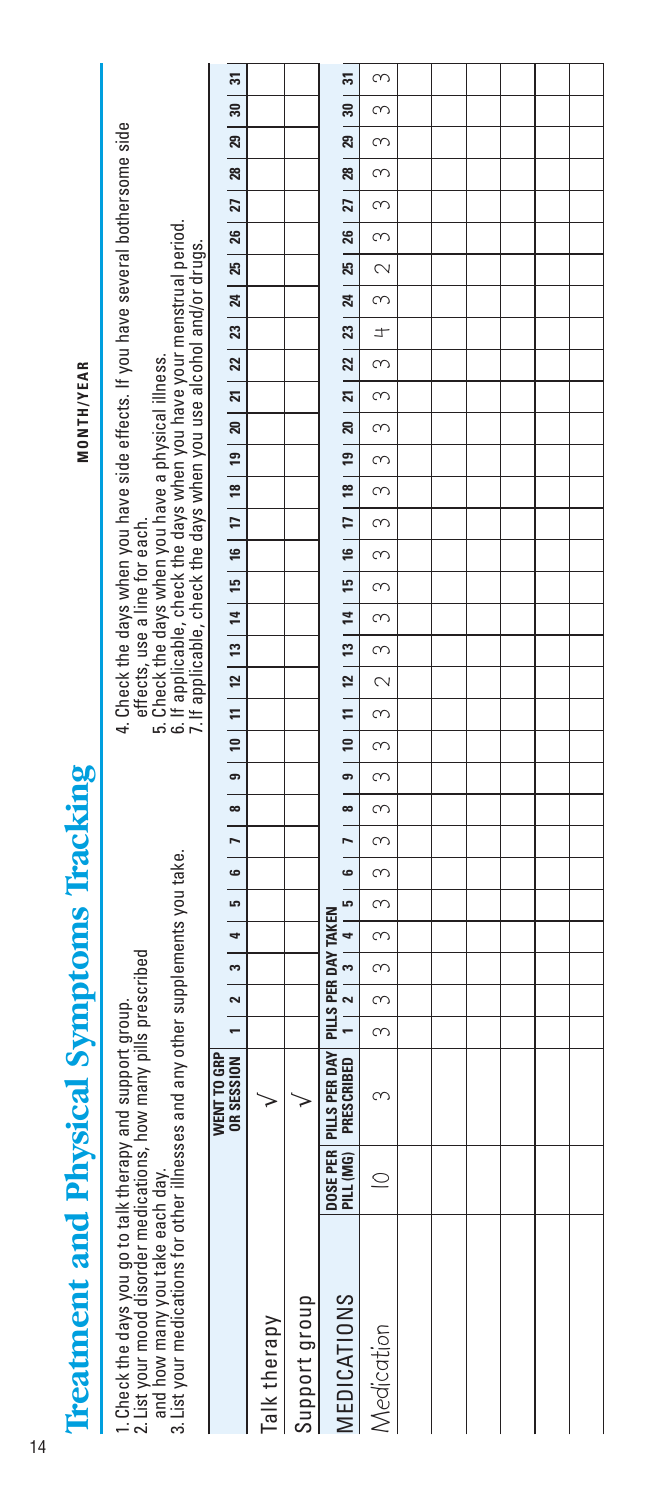# Treatment and Physical Symptoms Tracking

**MONTH/YEAR**

1. Check the days you go to talk therapy and support group.
2. List your mood disorder medications, how many pills prescribed and how many you take each day.
3. List your medications for other illnesses and any other supplements you take.
4. Check the days when you have side effects. If you have several bothersome side effects, use a line for each.
5. Check the days when you have a physical illness.
6. If applicable, check the days when you have your menstrual period.
7. If applicable, check the days when you use alcohol and/or drugs.

| | | WENT TO GRP OR SESSION | 1 | 2 | 3 | 4 | 5 | 6 | 7 | 8 | 9 | 10 | 11 | 12 | 13 | 14 | 15 | 16 | 17 | 18 | 19 | 20 | 21 | 22 | 23 | 24 | 25 | 26 | 27 | 28 | 29 | 30 | 31 |
|---|---|---|---|---|---|---|---|---|---|---|---|---|---|---|---|---|---|---|---|---|---|---|---|---|---|---|---|---|---|---|---|---|---|
| Talk therapy | | √ | | | | | | | | | | | | | | | | | | | | | | | | | | | | | | | |
| Support group | | √ | | | | | | | | | | | | | | | | | | | | | | | | | | | | | | | |
| **MEDICATIONS** | **DOSE PER PILL (MG)** | **PILLS PER DAY PRESCRIBED** | **PILLS PER DAY TAKEN** 1 | 2 | 3 | 4 | 5 | 6 | 7 | 8 | 9 | 10 | 11 | 12 | 13 | 14 | 15 | 16 | 17 | 18 | 19 | 20 | 21 | 22 | 23 | 24 | 25 | 26 | 27 | 28 | 29 | 30 | 31 |
| Medication | 10 | 3 | 3 | 3 | 3 | 3 | 3 | 3 | 3 | 3 | 3 | 3 | 3 | 2 | 3 | 3 | 3 | 3 | 3 | 3 | 3 | 3 | 3 | 3 | 4 | 3 | 2 | 3 | 3 | 3 | 3 | 3 | 3 |
| | | | | | | | | | | | | | | | | | | | | | | | | | | | | | | | | | |
| | | | | | | | | | | | | | | | | | | | | | | | | | | | | | | | | | |
| | | | | | | | | | | | | | | | | | | | | | | | | | | | | | | | | | |
| | | | | | | | | | | | | | | | | | | | | | | | | | | | | | | | | | |
| | | | | | | | | | | | | | | | | | | | | | | | | | | | | | | | | | |
| | | | | | | | | | | | | | | | | | | | | | | | | | | | | | | | | | |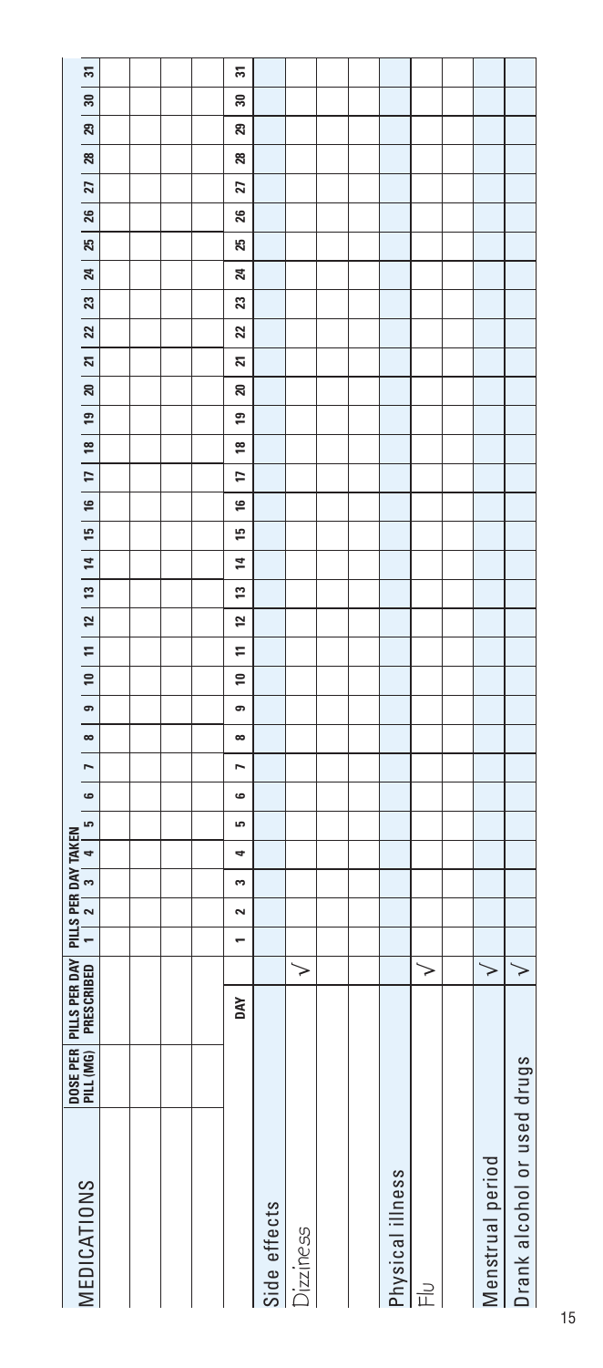| MEDICATIONS | DOSE PER PILL (MG) | PILLS PER DAY PRESCRIBED | PILLS PER DAY TAKEN | | | | | | | | | | | | | | | | | | | | | | | | | | | | | | |
|---|---|---|---|---|---|---|---|---|---|---|---|---|---|---|---|---|---|---|---|---|---|---|---|---|---|---|---|---|---|---|---|---|---|
| | | | 1 | 2 | 3 | 4 | 5 | 6 | 7 | 8 | 9 | 10 | 11 | 12 | 13 | 14 | 15 | 16 | 17 | 18 | 19 | 20 | 21 | 22 | 23 | 24 | 25 | 26 | 27 | 28 | 29 | 30 | 31 |
| | | | | | | | | | | | | | | | | | | | | | | | | | | | | | | | | | |
| | | | | | | | | | | | | | | | | | | | | | | | | | | | | | | | | | |
| | | | | | | | | | | | | | | | | | | | | | | | | | | | | | | | | | |
| | | | | | | | | | | | | | | | | | | | | | | | | | | | | | | | | | |

| | DAY | 1 | 2 | 3 | 4 | 5 | 6 | 7 | 8 | 9 | 10 | 11 | 12 | 13 | 14 | 15 | 16 | 17 | 18 | 19 | 20 | 21 | 22 | 23 | 24 | 25 | 26 | 27 | 28 | 29 | 30 | 31 |
|---|---|---|---|---|---|---|---|---|---|---|---|---|---|---|---|---|---|---|---|---|---|---|---|---|---|---|---|---|---|---|---|---|
| Side effects | | | | | | | | | | | | | | | | | | | | | | | | | | | | | | | | |
| Dizziness | √ | | | | | | | | | | | | | | | | | | | | | | | | | | | | | | | |
| | | | | | | | | | | | | | | | | | | | | | | | | | | | | | | | | |
| | | | | | | | | | | | | | | | | | | | | | | | | | | | | | | | | |
| Physical illness | | | | | | | | | | | | | | | | | | | | | | | | | | | | | | | | |
| Flu | √ | | | | | | | | | | | | | | | | | | | | | | | | | | | | | | | |
| | | | | | | | | | | | | | | | | | | | | | | | | | | | | | | | | |
| Menstrual period | √ | | | | | | | | | | | | | | | | | | | | | | | | | | | | | | | |
| Drank alcohol or used drugs | √ | | | | | | | | | | | | | | | | | | | | | | | | | | | | | | | |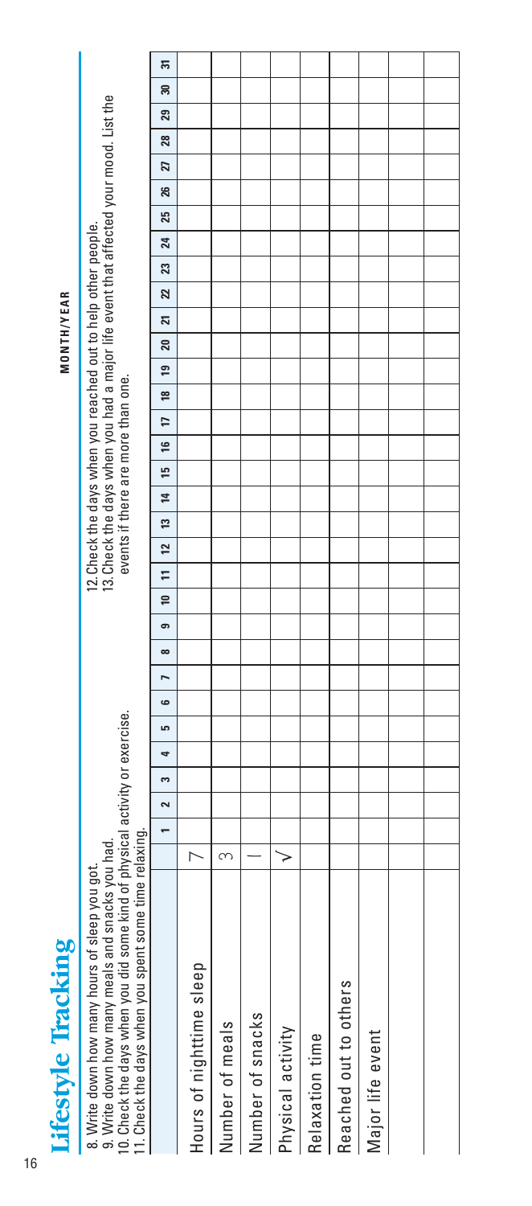# Lifestyle Tracking

**MONTH/YEAR**

8. Write down how many hours of sleep you got.
9. Write down how many meals and snacks you had.
10. Check the days when you did some kind of physical activity or exercise.
11. Check the days when you spent some time relaxing.
12. Check the days when you reached out to help other people.
13. Check the days when you had a major life event that affected your mood. List the events if there are more than one.

| | 1 | 2 | 3 | 4 | 5 | 6 | 7 | 8 | 9 | 10 | 11 | 12 | 13 | 14 | 15 | 16 | 17 | 18 | 19 | 20 | 21 | 22 | 23 | 24 | 25 | 26 | 27 | 28 | 29 | 30 | 31 |
|---|---|---|---|---|---|---|---|---|---|---|---|---|---|---|---|---|---|---|---|---|---|---|---|---|---|---|---|---|---|---|---|
| Hours of nighttime sleep | 7 | | | | | | | | | | | | | | | | | | | | | | | | | | | | | | |
| Number of meals | 3 | | | | | | | | | | | | | | | | | | | | | | | | | | | | | | |
| Number of snacks | 1 | | | | | | | | | | | | | | | | | | | | | | | | | | | | | | |
| Physical activity | √ | | | | | | | | | | | | | | | | | | | | | | | | | | | | | | |
| Relaxation time | | | | | | | | | | | | | | | | | | | | | | | | | | | | | | | |
| Reached out to others | | | | | | | | | | | | | | | | | | | | | | | | | | | | | | | |
| Major life event | | | | | | | | | | | | | | | | | | | | | | | | | | | | | | | |
| | | | | | | | | | | | | | | | | | | | | | | | | | | | | | | | |
| | | | | | | | | | | | | | | | | | | | | | | | | | | | | | | | |
| | | | | | | | | | | | | | | | | | | | | | | | | | | | | | | | |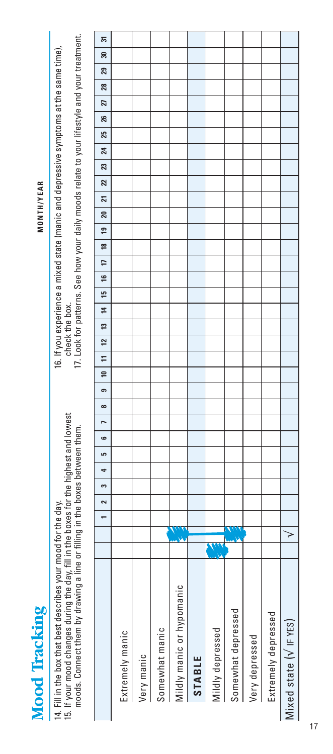# Mood Tracking

**MONTH/YEAR**

14. Fill in the box that best describes your mood for the day.
15. If your mood changes during the day, fill in the boxes for the highest and lowest moods. Connect them by drawing a line or filling in the boxes between them.
16. If you experience a mixed state (manic and depressive symptoms at the same time), check the box.
17. Look for patterns. See how your daily moods relate to your lifestyle and your treatment.

| | | | 1 | 2 | 3 | 4 | 5 | 6 | 7 | 8 | 9 | 10 | 11 | 12 | 13 | 14 | 15 | 16 | 17 | 18 | 19 | 20 | 21 | 22 | 23 | 24 | 25 | 26 | 27 | 28 | 29 | 30 | 31 |
|---|---|---|---|---|---|---|---|---|---|---|---|---|---|---|---|---|---|---|---|---|---|---|---|---|---|---|---|---|---|---|---|---|---|
| Extremely manic | | | | | | | | | | | | | | | | | | | | | | | | | | | | | | | | | |
| Very manic | | | | | | | | | | | | | | | | | | | | | | | | | | | | | | | | | |
| Somewhat manic | | | | | | | | | | | | | | | | | | | | | | | | | | | | | | | | | |
| Mildly manic or hypomanic | | | | | | | | | | | | | | | | | | | | | | | | | | | | | | | | | |
| **STABLE** | | | | | | | | | | | | | | | | | | | | | | | | | | | | | | | | | |
| Mildly depressed | | | | | | | | | | | | | | | | | | | | | | | | | | | | | | | | | |
| Somewhat depressed | | | | | | | | | | | | | | | | | | | | | | | | | | | | | | | | | |
| Very depressed | | | | | | | | | | | | | | | | | | | | | | | | | | | | | | | | | |
| Extremely depressed | | | | | | | | | | | | | | | | | | | | | | | | | | | | | | | | | |
| Mixed state (√ IF YES) | | √ | | | | | | | | | | | | | | | | | | | | | | | | | | | | | | | |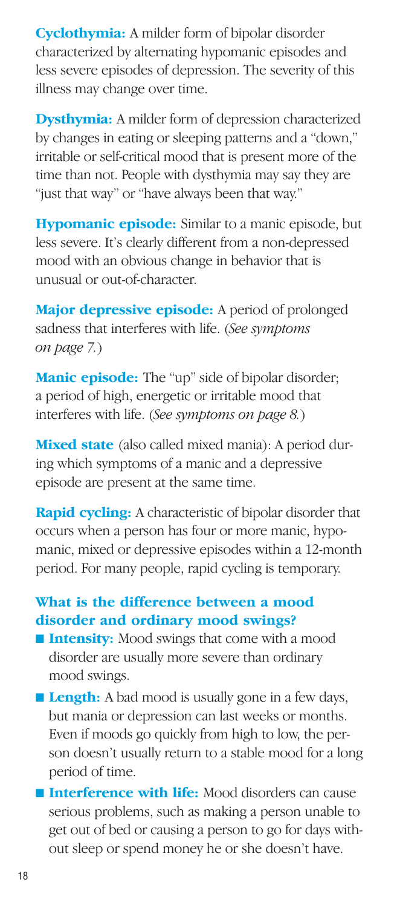**Cyclothymia:** A milder form of bipolar disorder characterized by alternating hypomanic episodes and less severe episodes of depression. The severity of this illness may change over time.

**Dysthymia:** A milder form of depression characterized by changes in eating or sleeping patterns and a "down," irritable or self-critical mood that is present more of the time than not. People with dysthymia may say they are "just that way" or "have always been that way."

**Hypomanic episode:** Similar to a manic episode, but less severe. It's clearly different from a non-depressed mood with an obvious change in behavior that is unusual or out-of-character.

**Major depressive episode:** A period of prolonged sadness that interferes with life. (*See symptoms on page 7.*)

**Manic episode:** The "up" side of bipolar disorder; a period of high, energetic or irritable mood that interferes with life. (*See symptoms on page 8.*)

**Mixed state** (also called mixed mania): A period during which symptoms of a manic and a depressive episode are present at the same time.

**Rapid cycling:** A characteristic of bipolar disorder that occurs when a person has four or more manic, hypomanic, mixed or depressive episodes within a 12-month period. For many people, rapid cycling is temporary.

### What is the difference between a mood disorder and ordinary mood swings?

- **Intensity:** Mood swings that come with a mood disorder are usually more severe than ordinary mood swings.
- **Length:** A bad mood is usually gone in a few days, but mania or depression can last weeks or months. Even if moods go quickly from high to low, the person doesn't usually return to a stable mood for a long period of time.
- **Interference with life:** Mood disorders can cause serious problems, such as making a person unable to get out of bed or causing a person to go for days without sleep or spend money he or she doesn't have.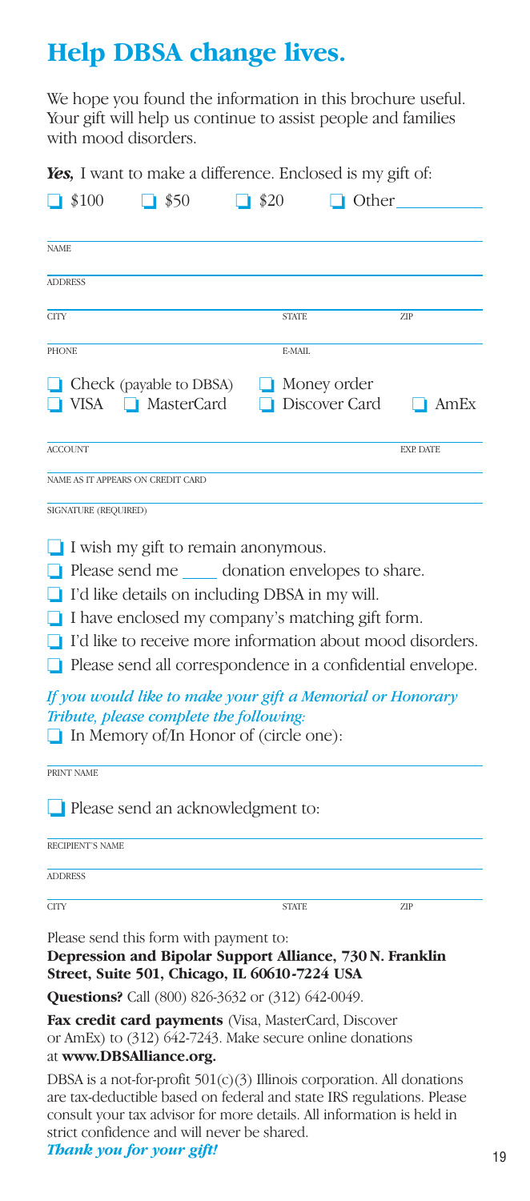# Help DBSA change lives.

We hope you found the information in this brochure useful. Your gift will help us continue to assist people and families with mood disorders.

***Yes,*** I want to make a difference. Enclosed is my gift of:

- ☐ $100
- ☐ $50
- ☐ $20
- ☐ Other __________

NAME

ADDRESS

CITY | STATE | ZIP

PHONE | E-MAIL

- ☐ Check (payable to DBSA)
- ☐ Money order
- ☐ VISA
- ☐ MasterCard
- ☐ Discover Card
- ☐ AmEx

ACCOUNT | EXP. DATE

NAME AS IT APPEARS ON CREDIT CARD

SIGNATURE (REQUIRED)

- ☐ I wish my gift to remain anonymous.
- ☐ Please send me ____ donation envelopes to share.
- ☐ I'd like details on including DBSA in my will.
- ☐ I have enclosed my company's matching gift form.
- ☐ I'd like to receive more information about mood disorders.
- ☐ Please send all correspondence in a confidential envelope.

*If you would like to make your gift a Memorial or Honorary Tribute, please complete the following:*

- ☐ In Memory of/In Honor of (circle one):

PRINT NAME

- ☐ Please send an acknowledgment to:

RECIPIENT'S NAME

ADDRESS

CITY | STATE | ZIP

Please send this form with payment to:
**Depression and Bipolar Support Alliance, 730 N. Franklin Street, Suite 501, Chicago, IL 60610-7224 USA**

**Questions?** Call (800) 826-3632 or (312) 642-0049.

**Fax credit card payments** (Visa, MasterCard, Discover or AmEx) to (312) 642-7243. Make secure online donations at **www.DBSAlliance.org.**

DBSA is a not-for-profit 501(c)(3) Illinois corporation. All donations are tax-deductible based on federal and state IRS regulations. Please consult your tax advisor for more details. All information is held in strict confidence and will never be shared.

***Thank you for your gift!***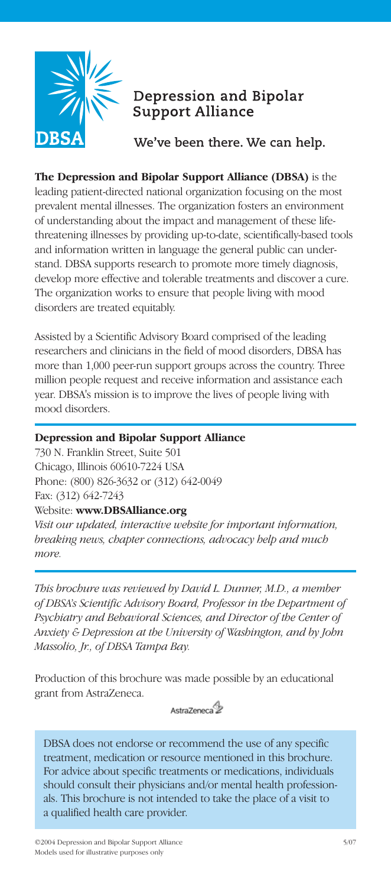DBSA

# Depression and Bipolar Support Alliance

**We've been there. We can help.**

**The Depression and Bipolar Support Alliance (DBSA)** is the leading patient-directed national organization focusing on the most prevalent mental illnesses. The organization fosters an environment of understanding about the impact and management of these life-threatening illnesses by providing up-to-date, scientifically-based tools and information written in language the general public can understand. DBSA supports research to promote more timely diagnosis, develop more effective and tolerable treatments and discover a cure. The organization works to ensure that people living with mood disorders are treated equitably.

Assisted by a Scientific Advisory Board comprised of the leading researchers and clinicians in the field of mood disorders, DBSA has more than 1,000 peer-run support groups across the country. Three million people request and receive information and assistance each year. DBSA's mission is to improve the lives of people living with mood disorders.

**Depression and Bipolar Support Alliance**
730 N. Franklin Street, Suite 501
Chicago, Illinois 60610-7224 USA
Phone: (800) 826-3632 or (312) 642-0049
Fax: (312) 642-7243
Website: **www.DBSAlliance.org**
*Visit our updated, interactive website for important information, breaking news, chapter connections, advocacy help and much more.*

*This brochure was reviewed by David L. Dunner, M.D., a member of DBSA's Scientific Advisory Board, Professor in the Department of Psychiatry and Behavioral Sciences, and Director of the Center of Anxiety & Depression at the University of Washington, and by John Massolio, Jr., of DBSA Tampa Bay.*

Production of this brochure was made possible by an educational grant from AstraZeneca.

AstraZeneca

DBSA does not endorse or recommend the use of any specific treatment, medication or resource mentioned in this brochure. For advice about specific treatments or medications, individuals should consult their physicians and/or mental health professionals. This brochure is not intended to take the place of a visit to a qualified health care provider.

©2004 Depression and Bipolar Support Alliance 5/07
Models used for illustrative purposes only